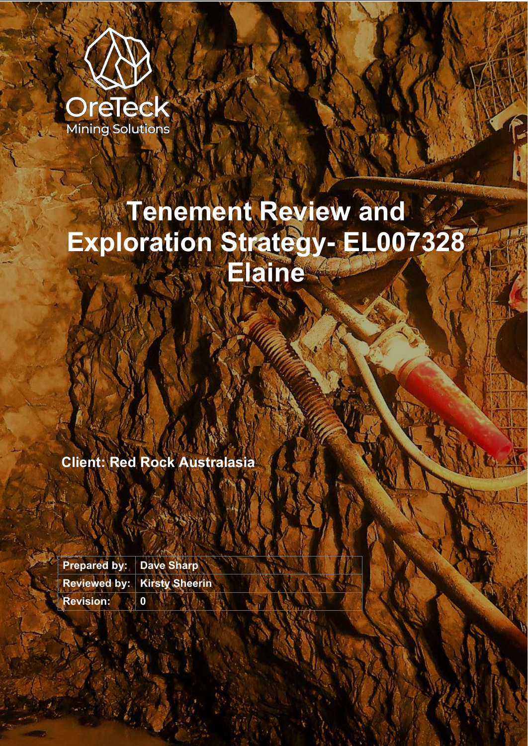OreTeck
Mining Solutions

# Tenement Review and Exploration Strategy- EL007328 Elaine

**Client: Red Rock Australasia**

| | |
|---|---|
| **Prepared by:** | **Dave Sharp** |
| **Reviewed by:** | **Kirsty Sheerin** |
| **Revision:** | **0** |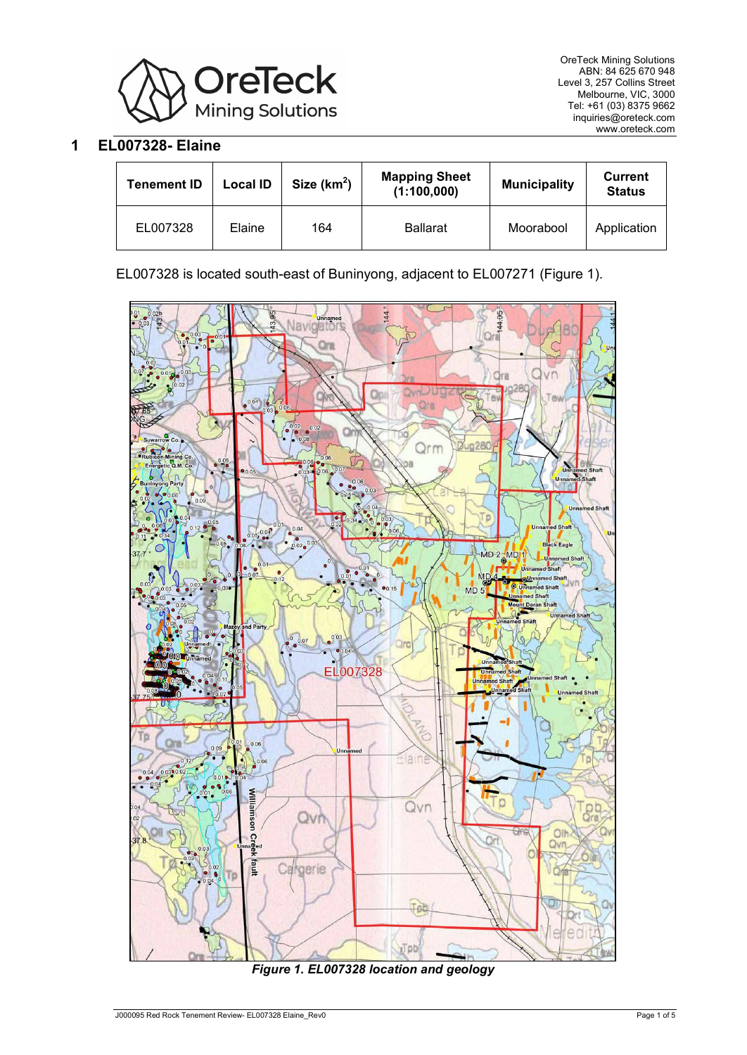# 1 EL007328- Elaine

| Tenement ID | Local ID | Size (km$^2$) | Mapping Sheet (1:100,000) | Municipality | Current Status |
|---|---|---|---|---|---|
| EL007328 | Elaine | 164 | Ballarat | Moorabool | Application |

EL007328 is located south-east of Buninyong, adjacent to EL007271 (Figure 1).

*Figure 1. EL007328 location and geology*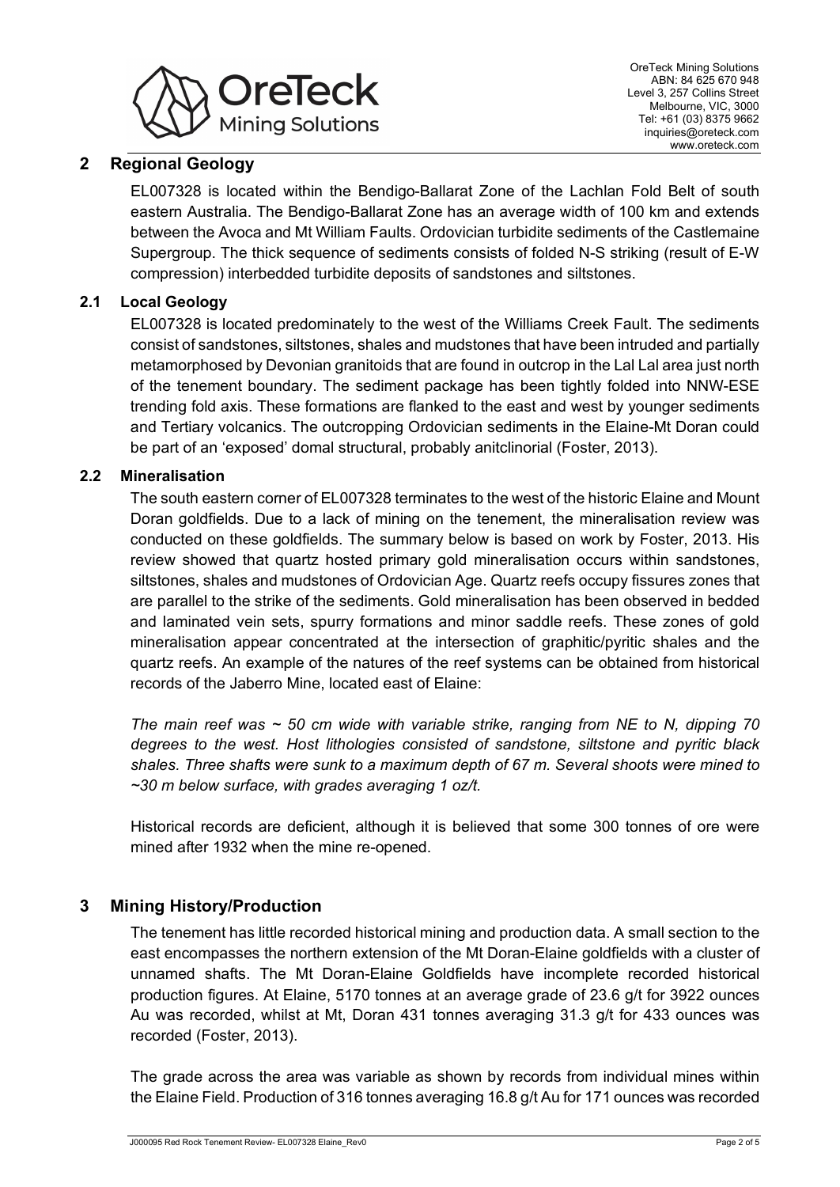## 2 Regional Geology

EL007328 is located within the Bendigo-Ballarat Zone of the Lachlan Fold Belt of south eastern Australia. The Bendigo-Ballarat Zone has an average width of 100 km and extends between the Avoca and Mt William Faults. Ordovician turbidite sediments of the Castlemaine Supergroup. The thick sequence of sediments consists of folded N-S striking (result of E-W compression) interbedded turbidite deposits of sandstones and siltstones.

### 2.1 Local Geology

EL007328 is located predominately to the west of the Williams Creek Fault. The sediments consist of sandstones, siltstones, shales and mudstones that have been intruded and partially metamorphosed by Devonian granitoids that are found in outcrop in the Lal Lal area just north of the tenement boundary. The sediment package has been tightly folded into NNW-ESE trending fold axis. These formations are flanked to the east and west by younger sediments and Tertiary volcanics. The outcropping Ordovician sediments in the Elaine-Mt Doran could be part of an 'exposed' domal structural, probably anitclinorial (Foster, 2013).

### 2.2 Mineralisation

The south eastern corner of EL007328 terminates to the west of the historic Elaine and Mount Doran goldfields. Due to a lack of mining on the tenement, the mineralisation review was conducted on these goldfields. The summary below is based on work by Foster, 2013. His review showed that quartz hosted primary gold mineralisation occurs within sandstones, siltstones, shales and mudstones of Ordovician Age. Quartz reefs occupy fissures zones that are parallel to the strike of the sediments. Gold mineralisation has been observed in bedded and laminated vein sets, spurry formations and minor saddle reefs. These zones of gold mineralisation appear concentrated at the intersection of graphitic/pyritic shales and the quartz reefs. An example of the natures of the reef systems can be obtained from historical records of the Jaberro Mine, located east of Elaine:

*The main reef was ~ 50 cm wide with variable strike, ranging from NE to N, dipping 70 degrees to the west. Host lithologies consisted of sandstone, siltstone and pyritic black shales. Three shafts were sunk to a maximum depth of 67 m. Several shoots were mined to ~30 m below surface, with grades averaging 1 oz/t.*

Historical records are deficient, although it is believed that some 300 tonnes of ore were mined after 1932 when the mine re-opened.

## 3 Mining History/Production

The tenement has little recorded historical mining and production data. A small section to the east encompasses the northern extension of the Mt Doran-Elaine goldfields with a cluster of unnamed shafts. The Mt Doran-Elaine Goldfields have incomplete recorded historical production figures. At Elaine, 5170 tonnes at an average grade of 23.6 g/t for 3922 ounces Au was recorded, whilst at Mt, Doran 431 tonnes averaging 31.3 g/t for 433 ounces was recorded (Foster, 2013).

The grade across the area was variable as shown by records from individual mines within the Elaine Field. Production of 316 tonnes averaging 16.8 g/t Au for 171 ounces was recorded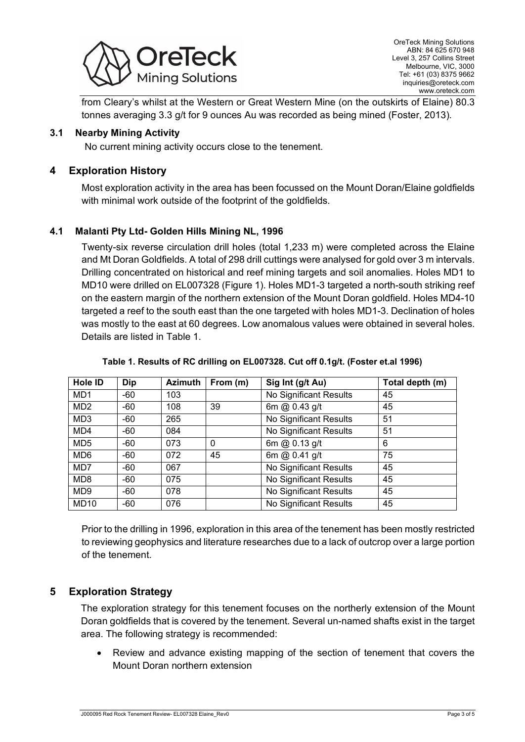from Cleary's whilst at the Western or Great Western Mine (on the outskirts of Elaine) 80.3 tonnes averaging 3.3 g/t for 9 ounces Au was recorded as being mined (Foster, 2013).

### 3.1 Nearby Mining Activity

No current mining activity occurs close to the tenement.

## 4 Exploration History

Most exploration activity in the area has been focussed on the Mount Doran/Elaine goldfields with minimal work outside of the footprint of the goldfields.

### 4.1 Malanti Pty Ltd- Golden Hills Mining NL, 1996

Twenty-six reverse circulation drill holes (total 1,233 m) were completed across the Elaine and Mt Doran Goldfields. A total of 298 drill cuttings were analysed for gold over 3 m intervals. Drilling concentrated on historical and reef mining targets and soil anomalies. Holes MD1 to MD10 were drilled on EL007328 (Figure 1). Holes MD1-3 targeted a north-south striking reef on the eastern margin of the northern extension of the Mount Doran goldfield. Holes MD4-10 targeted a reef to the south east than the one targeted with holes MD1-3. Declination of holes was mostly to the east at 60 degrees. Low anomalous values were obtained in several holes. Details are listed in Table 1.

**Table 1. Results of RC drilling on EL007328. Cut off 0.1g/t. (Foster et.al 1996)**

| Hole ID | Dip | Azimuth | From (m) | Sig Int (g/t Au) | Total depth (m) |
|---|---|---|---|---|---|
| MD1 | -60 | 103 | | No Significant Results | 45 |
| MD2 | -60 | 108 | 39 | 6m @ 0.43 g/t | 45 |
| MD3 | -60 | 265 | | No Significant Results | 51 |
| MD4 | -60 | 084 | | No Significant Results | 51 |
| MD5 | -60 | 073 | 0 | 6m @ 0.13 g/t | 6 |
| MD6 | -60 | 072 | 45 | 6m @ 0.41 g/t | 75 |
| MD7 | -60 | 067 | | No Significant Results | 45 |
| MD8 | -60 | 075 | | No Significant Results | 45 |
| MD9 | -60 | 078 | | No Significant Results | 45 |
| MD10 | -60 | 076 | | No Significant Results | 45 |

Prior to the drilling in 1996, exploration in this area of the tenement has been mostly restricted to reviewing geophysics and literature researches due to a lack of outcrop over a large portion of the tenement.

## 5 Exploration Strategy

The exploration strategy for this tenement focuses on the northerly extension of the Mount Doran goldfields that is covered by the tenement. Several un-named shafts exist in the target area. The following strategy is recommended:

- Review and advance existing mapping of the section of tenement that covers the Mount Doran northern extension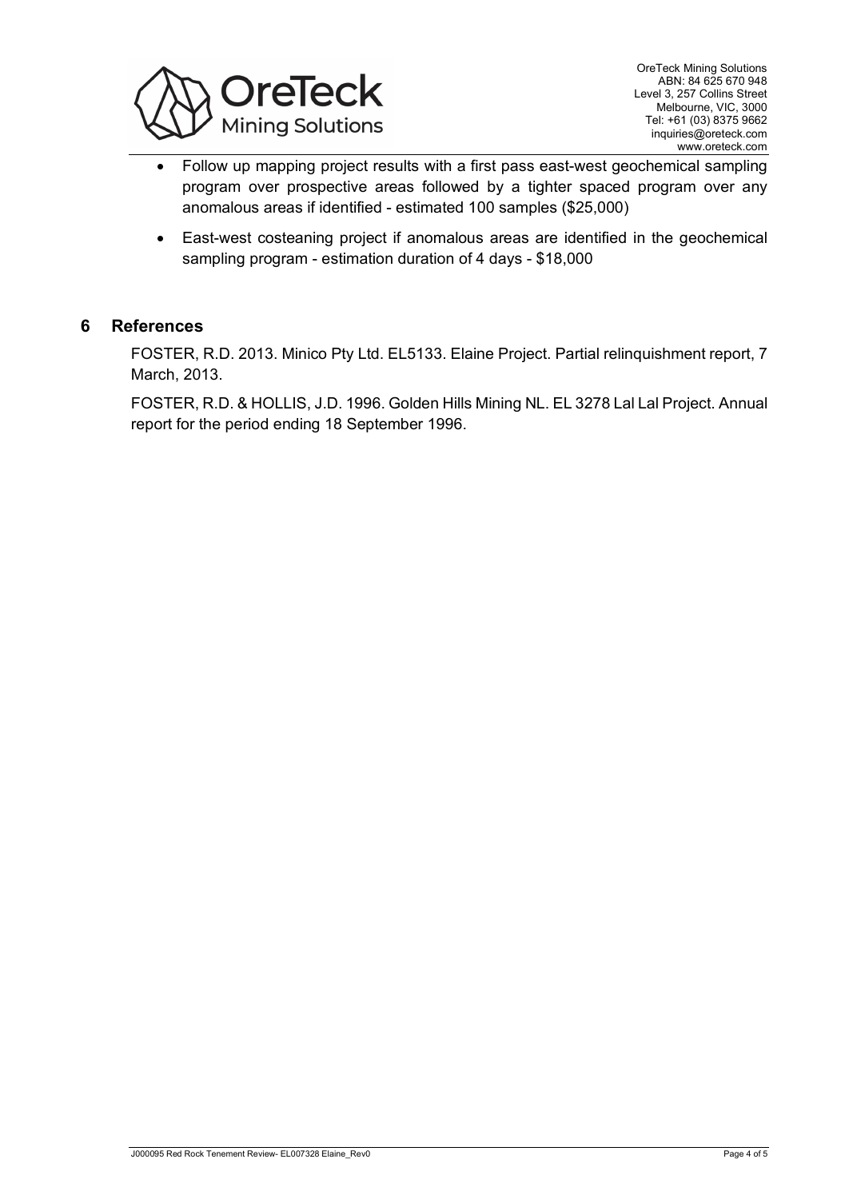- Follow up mapping project results with a first pass east-west geochemical sampling program over prospective areas followed by a tighter spaced program over any anomalous areas if identified - estimated 100 samples ($25,000)
- East-west costeaning project if anomalous areas are identified in the geochemical sampling program - estimation duration of 4 days - $18,000

## 6 References

FOSTER, R.D. 2013. Minico Pty Ltd. EL5133. Elaine Project. Partial relinquishment report, 7 March, 2013.

FOSTER, R.D. & HOLLIS, J.D. 1996. Golden Hills Mining NL. EL 3278 Lal Lal Project. Annual report for the period ending 18 September 1996.